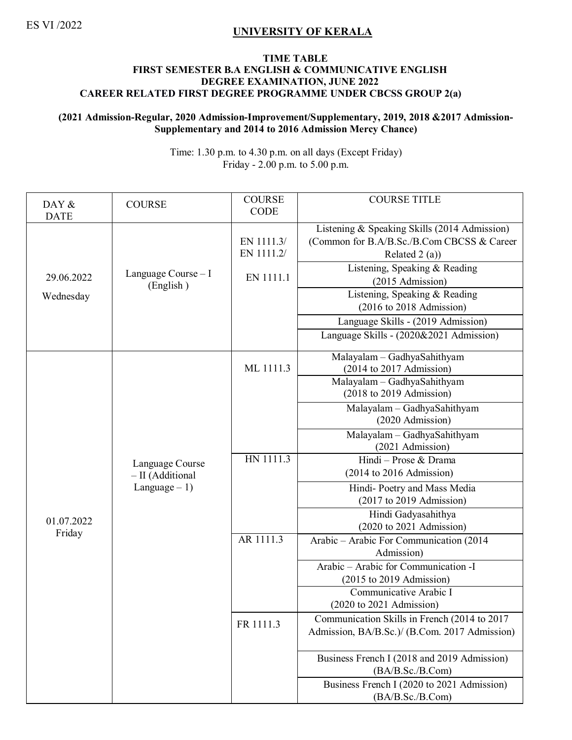ES VI /2022

# UNIVERSITY OF KERALA

## TIME TABLE
## FIRST SEMESTER B.A ENGLISH & COMMUNICATIVE ENGLISH DEGREE EXAMINATION, JUNE 2022
## CAREER RELATED FIRST DEGREE PROGRAMME UNDER CBCSS GROUP 2(a)

**(2021 Admission-Regular, 2020 Admission-Improvement/Supplementary, 2019, 2018 &2017 Admission-Supplementary and 2014 to 2016 Admission Mercy Chance)**

Time: 1.30 p.m. to 4.30 p.m. on all days (Except Friday)
Friday - 2.00 p.m. to 5.00 p.m.

| DAY & DATE | COURSE | COURSE CODE | COURSE TITLE |
|---|---|---|---|
| 29.06.2022 Wednesday | Language Course – I (English ) | EN 1111.3/ EN 1111.2/ EN 1111.1 | Listening & Speaking Skills (2014 Admission) (Common for B.A/B.Sc./B.Com CBCSS & Career Related 2 (a)) |
| | | | Listening, Speaking & Reading (2015 Admission) |
| | | | Listening, Speaking & Reading (2016 to 2018 Admission) |
| | | | Language Skills - (2019 Admission) |
| | | | Language Skills - (2020&2021 Admission) |
| 01.07.2022 Friday | Language Course – II (Additional Language – 1) | ML 1111.3 | Malayalam – GadhyaSahithyam (2014 to 2017 Admission) |
| | | | Malayalam – GadhyaSahithyam (2018 to 2019 Admission) |
| | | | Malayalam – GadhyaSahithyam (2020 Admission) |
| | | | Malayalam – GadhyaSahithyam (2021 Admission) |
| | | HN 1111.3 | Hindi – Prose & Drama (2014 to 2016 Admission) |
| | | | Hindi- Poetry and Mass Media (2017 to 2019 Admission) |
| | | | Hindi Gadyasahithya (2020 to 2021 Admission) |
| | | AR 1111.3 | Arabic – Arabic For Communication (2014 Admission) |
| | | | Arabic – Arabic for Communication -I (2015 to 2019 Admission) |
| | | | Communicative Arabic I (2020 to 2021 Admission) |
| | | FR 1111.3 | Communication Skills in French (2014 to 2017 Admission, BA/B.Sc.)/ (B.Com. 2017 Admission) |
| | | | Business French I (2018 and 2019 Admission) (BA/B.Sc./B.Com) |
| | | | Business French I (2020 to 2021 Admission) (BA/B.Sc./B.Com) |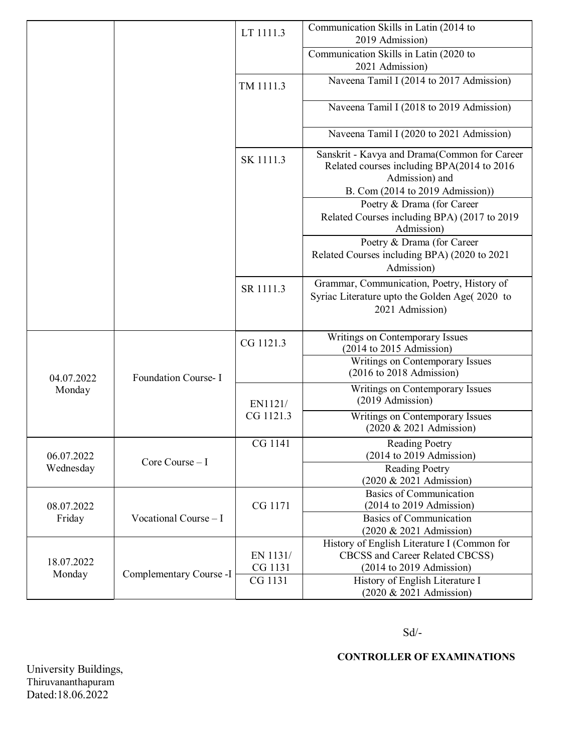| | | | |
|---|---|---|---|
| | | LT 1111.3 | Communication Skills in Latin (2014 to 2019 Admission) |
| | | | Communication Skills in Latin (2020 to 2021 Admission) |
| | | TM 1111.3 | Naveena Tamil I (2014 to 2017 Admission) |
| | | | Naveena Tamil I (2018 to 2019 Admission) |
| | | | Naveena Tamil I (2020 to 2021 Admission) |
| | | SK 1111.3 | Sanskrit - Kavya and Drama(Common for Career Related courses including BPA(2014 to 2016 Admission) and B. Com (2014 to 2019 Admission)) |
| | | | Poetry & Drama (for Career Related Courses including BPA) (2017 to 2019 Admission) |
| | | | Poetry & Drama (for Career Related Courses including BPA) (2020 to 2021 Admission) |
| | | SR 1111.3 | Grammar, Communication, Poetry, History of Syriac Literature upto the Golden Age( 2020 to 2021 Admission) |
| 04.07.2022 Monday | Foundation Course- I | CG 1121.3 | Writings on Contemporary Issues (2014 to 2015 Admission) |
| | | | Writings on Contemporary Issues (2016 to 2018 Admission) |
| | | EN1121/ CG 1121.3 | Writings on Contemporary Issues (2019 Admission) |
| | | | Writings on Contemporary Issues (2020 & 2021 Admission) |
| 06.07.2022 Wednesday | Core Course – I | CG 1141 | Reading Poetry (2014 to 2019 Admission) |
| | | | Reading Poetry (2020 & 2021 Admission) |
| 08.07.2022 Friday | Vocational Course – I | CG 1171 | Basics of Communication (2014 to 2019 Admission) |
| | | | Basics of Communication (2020 & 2021 Admission) |
| 18.07.2022 Monday | Complementary Course -I | EN 1131/ CG 1131 | History of English Literature I (Common for CBCSS and Career Related CBCSS) (2014 to 2019 Admission) |
| | | CG 1131 | History of English Literature I (2020 & 2021 Admission) |

Sd/-

**CONTROLLER OF EXAMINATIONS**

University Buildings,
Thiruvananthapuram
Dated:18.06.2022